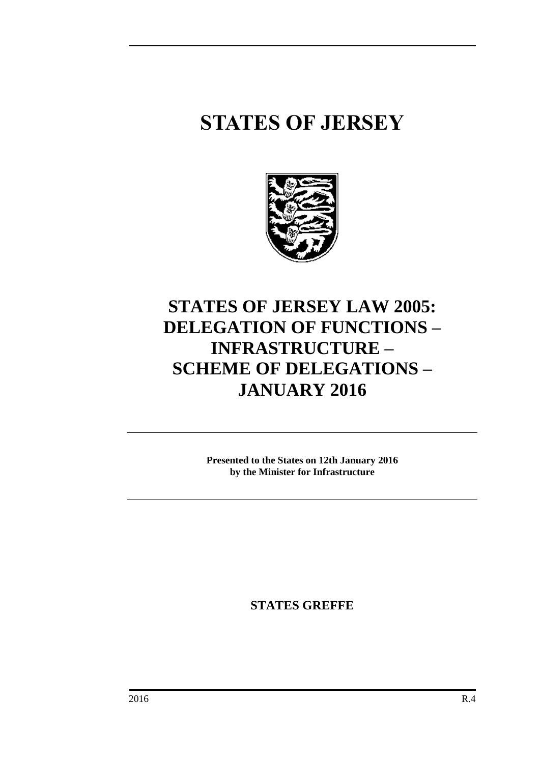# STATES OF JERSEY

# STATES OF JERSEY LAW 2005: DELEGATION OF FUNCTIONS – INFRASTRUCTURE – SCHEME OF DELEGATIONS – JANUARY 2016

**Presented to the States on 12th January 2016**
**by the Minister for Infrastructure**

**STATES GREFFE**

2016 R.4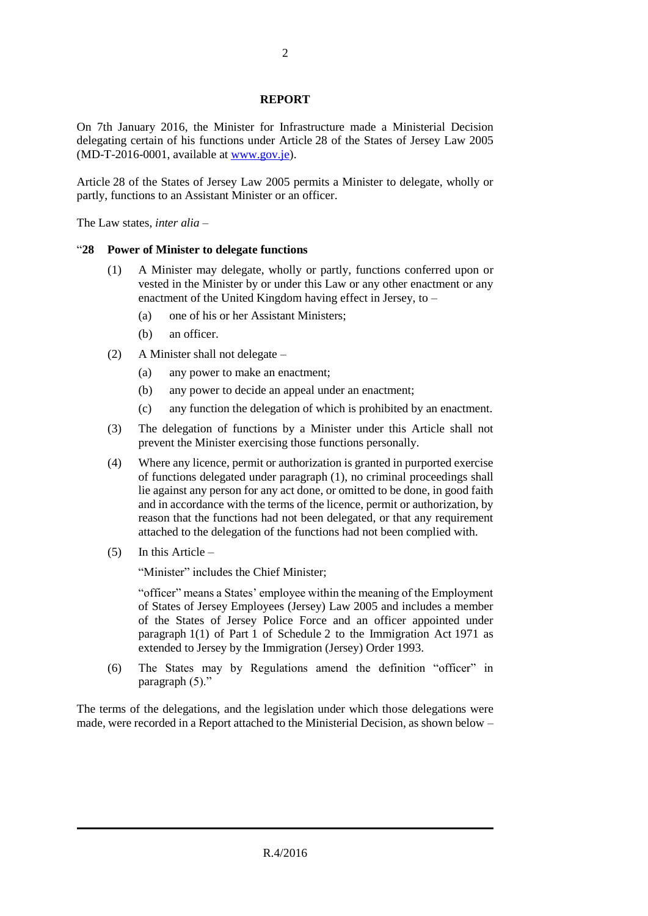## REPORT

On 7th January 2016, the Minister for Infrastructure made a Ministerial Decision delegating certain of his functions under Article 28 of the States of Jersey Law 2005 (MD-T-2016-0001, available at www.gov.je).

Article 28 of the States of Jersey Law 2005 permits a Minister to delegate, wholly or partly, functions to an Assistant Minister or an officer.

The Law states, *inter alia* –

"**28 Power of Minister to delegate functions**

(1) A Minister may delegate, wholly or partly, functions conferred upon or vested in the Minister by or under this Law or any other enactment or any enactment of the United Kingdom having effect in Jersey, to –

(a) one of his or her Assistant Ministers;

(b) an officer.

(2) A Minister shall not delegate –

(a) any power to make an enactment;

(b) any power to decide an appeal under an enactment;

(c) any function the delegation of which is prohibited by an enactment.

(3) The delegation of functions by a Minister under this Article shall not prevent the Minister exercising those functions personally.

(4) Where any licence, permit or authorization is granted in purported exercise of functions delegated under paragraph (1), no criminal proceedings shall lie against any person for any act done, or omitted to be done, in good faith and in accordance with the terms of the licence, permit or authorization, by reason that the functions had not been delegated, or that any requirement attached to the delegation of the functions had not been complied with.

(5) In this Article –

"Minister" includes the Chief Minister;

"officer" means a States' employee within the meaning of the Employment of States of Jersey Employees (Jersey) Law 2005 and includes a member of the States of Jersey Police Force and an officer appointed under paragraph 1(1) of Part 1 of Schedule 2 to the Immigration Act 1971 as extended to Jersey by the Immigration (Jersey) Order 1993.

(6) The States may by Regulations amend the definition "officer" in paragraph (5)."

The terms of the delegations, and the legislation under which those delegations were made, were recorded in a Report attached to the Ministerial Decision, as shown below –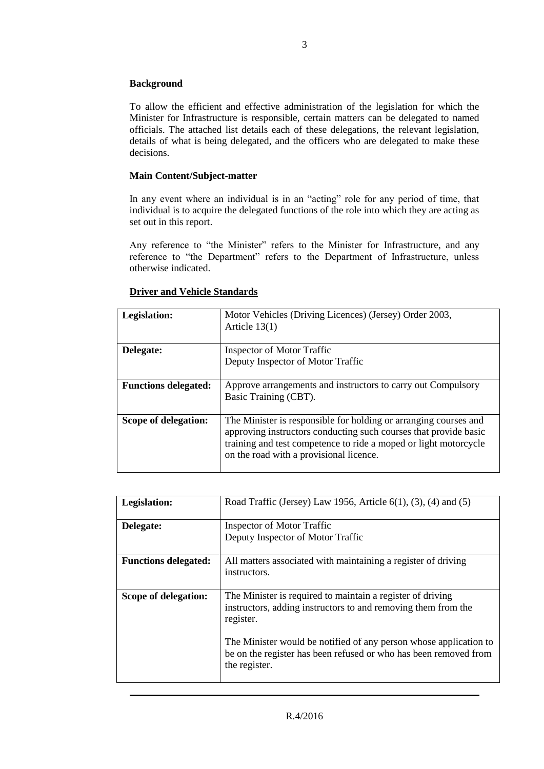**Background**

To allow the efficient and effective administration of the legislation for which the Minister for Infrastructure is responsible, certain matters can be delegated to named officials. The attached list details each of these delegations, the relevant legislation, details of what is being delegated, and the officers who are delegated to make these decisions.

**Main Content/Subject-matter**

In any event where an individual is in an "acting" role for any period of time, that individual is to acquire the delegated functions of the role into which they are acting as set out in this report.

Any reference to "the Minister" refers to the Minister for Infrastructure, and any reference to "the Department" refers to the Department of Infrastructure, unless otherwise indicated.

**Driver and Vehicle Standards**

| **Legislation:** | Motor Vehicles (Driving Licences) (Jersey) Order 2003, Article 13(1) |
|---|---|
| **Delegate:** | Inspector of Motor Traffic<br>Deputy Inspector of Motor Traffic |
| **Functions delegated:** | Approve arrangements and instructors to carry out Compulsory Basic Training (CBT). |
| **Scope of delegation:** | The Minister is responsible for holding or arranging courses and approving instructors conducting such courses that provide basic training and test competence to ride a moped or light motorcycle on the road with a provisional licence. |

| **Legislation:** | Road Traffic (Jersey) Law 1956, Article 6(1), (3), (4) and (5) |
|---|---|
| **Delegate:** | Inspector of Motor Traffic<br>Deputy Inspector of Motor Traffic |
| **Functions delegated:** | All matters associated with maintaining a register of driving instructors. |
| **Scope of delegation:** | The Minister is required to maintain a register of driving instructors, adding instructors to and removing them from the register.<br><br>The Minister would be notified of any person whose application to be on the register has been refused or who has been removed from the register. |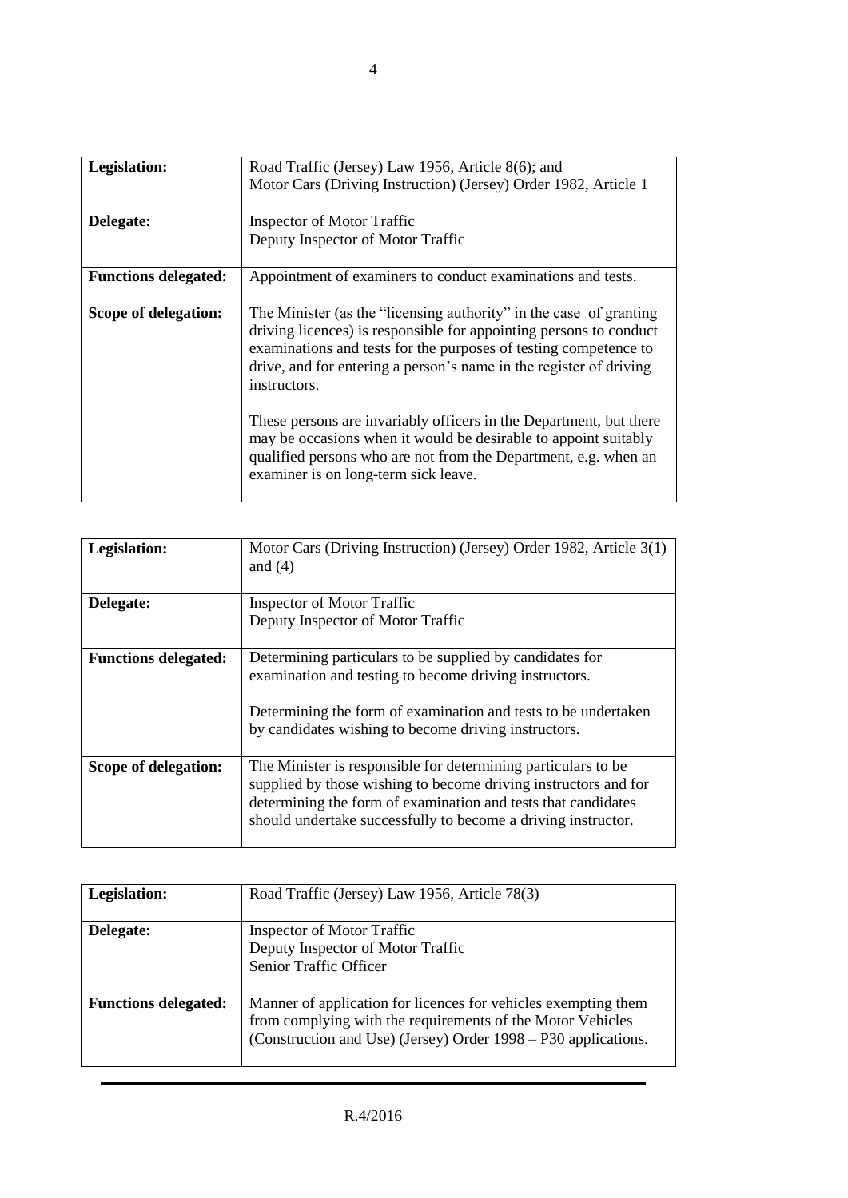| **Legislation:** | Road Traffic (Jersey) Law 1956, Article 8(6); and<br>Motor Cars (Driving Instruction) (Jersey) Order 1982, Article 1 |
|---|---|
| **Delegate:** | Inspector of Motor Traffic<br>Deputy Inspector of Motor Traffic |
| **Functions delegated:** | Appointment of examiners to conduct examinations and tests. |
| **Scope of delegation:** | The Minister (as the "licensing authority" in the case of granting driving licences) is responsible for appointing persons to conduct examinations and tests for the purposes of testing competence to drive, and for entering a person's name in the register of driving instructors.<br><br>These persons are invariably officers in the Department, but there may be occasions when it would be desirable to appoint suitably qualified persons who are not from the Department, e.g. when an examiner is on long-term sick leave. |

| **Legislation:** | Motor Cars (Driving Instruction) (Jersey) Order 1982, Article 3(1) and (4) |
|---|---|
| **Delegate:** | Inspector of Motor Traffic<br>Deputy Inspector of Motor Traffic |
| **Functions delegated:** | Determining particulars to be supplied by candidates for examination and testing to become driving instructors.<br><br>Determining the form of examination and tests to be undertaken by candidates wishing to become driving instructors. |
| **Scope of delegation:** | The Minister is responsible for determining particulars to be supplied by those wishing to become driving instructors and for determining the form of examination and tests that candidates should undertake successfully to become a driving instructor. |

| **Legislation:** | Road Traffic (Jersey) Law 1956, Article 78(3) |
|---|---|
| **Delegate:** | Inspector of Motor Traffic<br>Deputy Inspector of Motor Traffic<br>Senior Traffic Officer |
| **Functions delegated:** | Manner of application for licences for vehicles exempting them from complying with the requirements of the Motor Vehicles (Construction and Use) (Jersey) Order 1998 – P30 applications. |

R.4/2016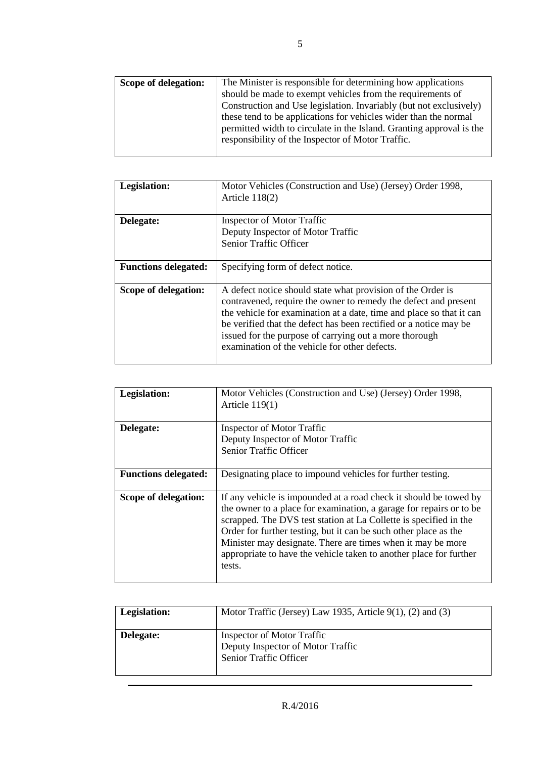| | |
|---|---|
| **Scope of delegation:** | The Minister is responsible for determining how applications should be made to exempt vehicles from the requirements of Construction and Use legislation. Invariably (but not exclusively) these tend to be applications for vehicles wider than the normal permitted width to circulate in the Island. Granting approval is the responsibility of the Inspector of Motor Traffic. |

| | |
|---|---|
| **Legislation:** | Motor Vehicles (Construction and Use) (Jersey) Order 1998, Article 118(2) |
| **Delegate:** | Inspector of Motor Traffic<br>Deputy Inspector of Motor Traffic<br>Senior Traffic Officer |
| **Functions delegated:** | Specifying form of defect notice. |
| **Scope of delegation:** | A defect notice should state what provision of the Order is contravened, require the owner to remedy the defect and present the vehicle for examination at a date, time and place so that it can be verified that the defect has been rectified or a notice may be issued for the purpose of carrying out a more thorough examination of the vehicle for other defects. |

| | |
|---|---|
| **Legislation:** | Motor Vehicles (Construction and Use) (Jersey) Order 1998, Article 119(1) |
| **Delegate:** | Inspector of Motor Traffic<br>Deputy Inspector of Motor Traffic<br>Senior Traffic Officer |
| **Functions delegated:** | Designating place to impound vehicles for further testing. |
| **Scope of delegation:** | If any vehicle is impounded at a road check it should be towed by the owner to a place for examination, a garage for repairs or to be scrapped. The DVS test station at La Collette is specified in the Order for further testing, but it can be such other place as the Minister may designate. There are times when it may be more appropriate to have the vehicle taken to another place for further tests. |

| | |
|---|---|
| **Legislation:** | Motor Traffic (Jersey) Law 1935, Article 9(1), (2) and (3) |
| **Delegate:** | Inspector of Motor Traffic<br>Deputy Inspector of Motor Traffic<br>Senior Traffic Officer |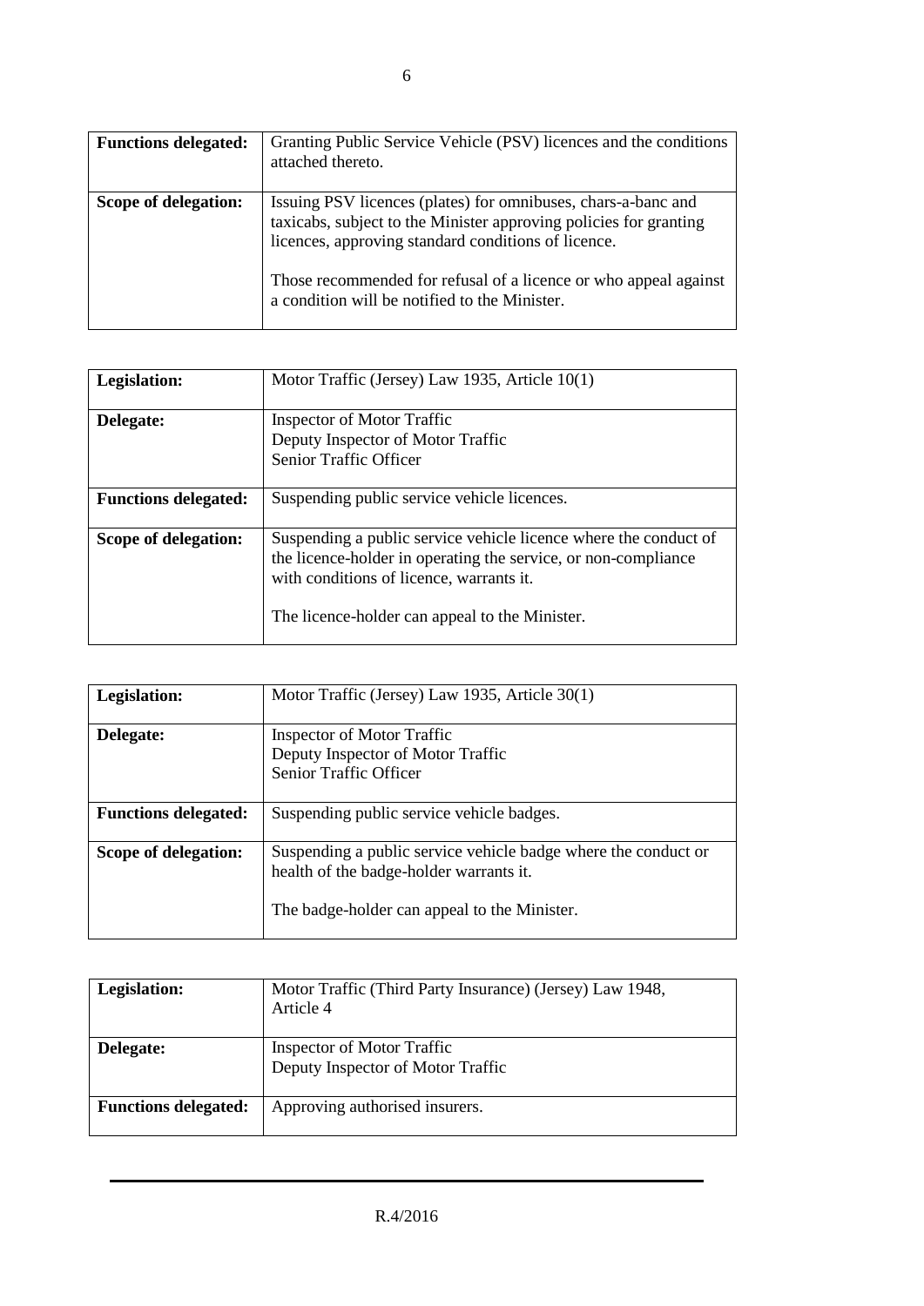| | |
|---|---|
| **Functions delegated:** | Granting Public Service Vehicle (PSV) licences and the conditions attached thereto. |
| **Scope of delegation:** | Issuing PSV licences (plates) for omnibuses, chars-a-banc and taxicabs, subject to the Minister approving policies for granting licences, approving standard conditions of licence.<br><br>Those recommended for refusal of a licence or who appeal against a condition will be notified to the Minister. |

| | |
|---|---|
| **Legislation:** | Motor Traffic (Jersey) Law 1935, Article 10(1) |
| **Delegate:** | Inspector of Motor Traffic<br>Deputy Inspector of Motor Traffic<br>Senior Traffic Officer |
| **Functions delegated:** | Suspending public service vehicle licences. |
| **Scope of delegation:** | Suspending a public service vehicle licence where the conduct of the licence-holder in operating the service, or non-compliance with conditions of licence, warrants it.<br><br>The licence-holder can appeal to the Minister. |

| | |
|---|---|
| **Legislation:** | Motor Traffic (Jersey) Law 1935, Article 30(1) |
| **Delegate:** | Inspector of Motor Traffic<br>Deputy Inspector of Motor Traffic<br>Senior Traffic Officer |
| **Functions delegated:** | Suspending public service vehicle badges. |
| **Scope of delegation:** | Suspending a public service vehicle badge where the conduct or health of the badge-holder warrants it.<br><br>The badge-holder can appeal to the Minister. |

| | |
|---|---|
| **Legislation:** | Motor Traffic (Third Party Insurance) (Jersey) Law 1948, Article 4 |
| **Delegate:** | Inspector of Motor Traffic<br>Deputy Inspector of Motor Traffic |
| **Functions delegated:** | Approving authorised insurers. |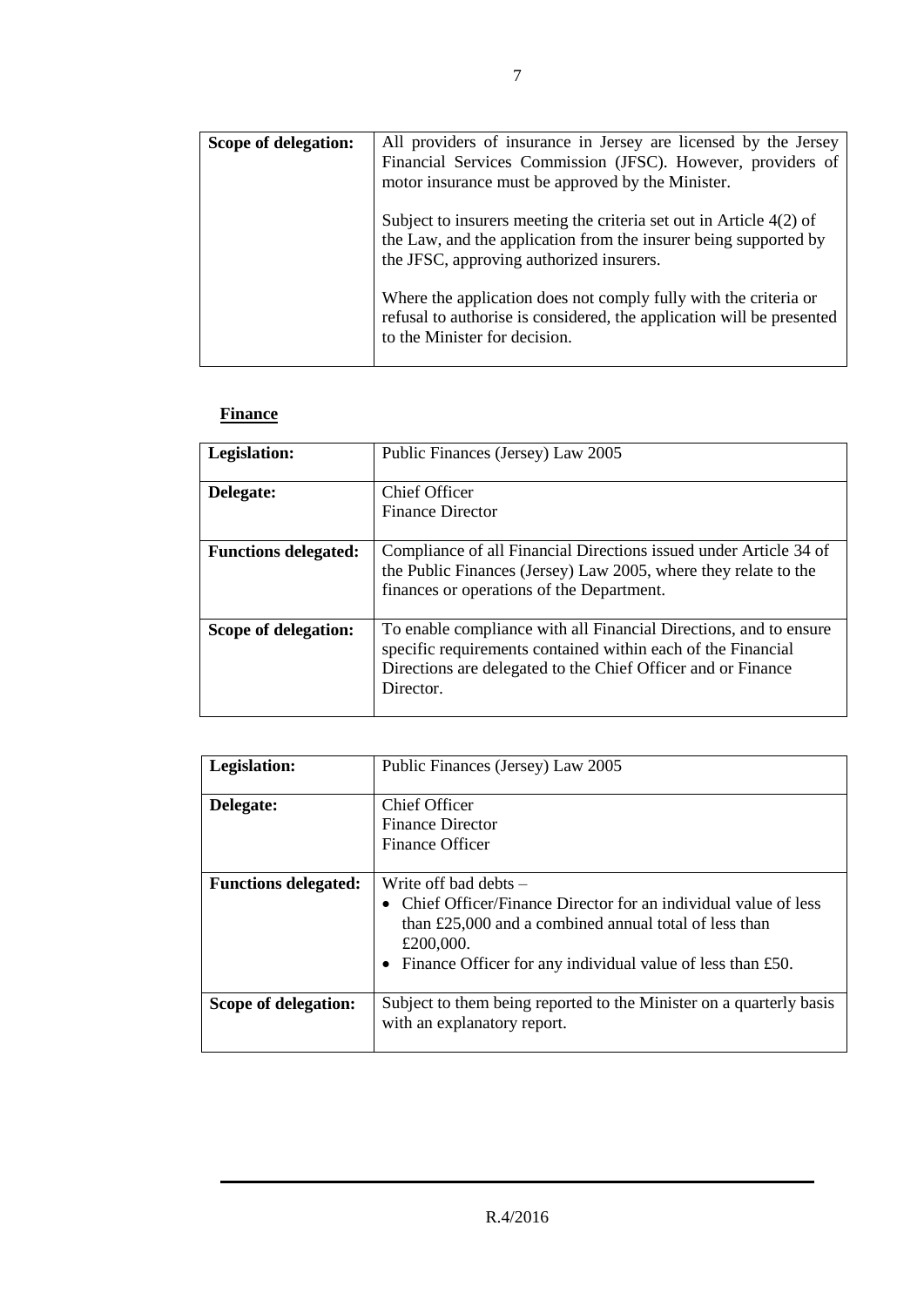| Scope of delegation: | All providers of insurance in Jersey are licensed by the Jersey Financial Services Commission (JFSC). However, providers of motor insurance must be approved by the Minister.<br><br>Subject to insurers meeting the criteria set out in Article 4(2) of the Law, and the application from the insurer being supported by the JFSC, approving authorized insurers.<br><br>Where the application does not comply fully with the criteria or refusal to authorise is considered, the application will be presented to the Minister for decision. |
|---|---|

**Finance**

| Legislation: | Public Finances (Jersey) Law 2005 |
|---|---|
| **Delegate:** | Chief Officer<br>Finance Director |
| **Functions delegated:** | Compliance of all Financial Directions issued under Article 34 of the Public Finances (Jersey) Law 2005, where they relate to the finances or operations of the Department. |
| **Scope of delegation:** | To enable compliance with all Financial Directions, and to ensure specific requirements contained within each of the Financial Directions are delegated to the Chief Officer and or Finance Director. |

| Legislation: | Public Finances (Jersey) Law 2005 |
|---|---|
| **Delegate:** | Chief Officer<br>Finance Director<br>Finance Officer |
| **Functions delegated:** | Write off bad debts –<br>• Chief Officer/Finance Director for an individual value of less than £25,000 and a combined annual total of less than £200,000.<br>• Finance Officer for any individual value of less than £50. |
| **Scope of delegation:** | Subject to them being reported to the Minister on a quarterly basis with an explanatory report. |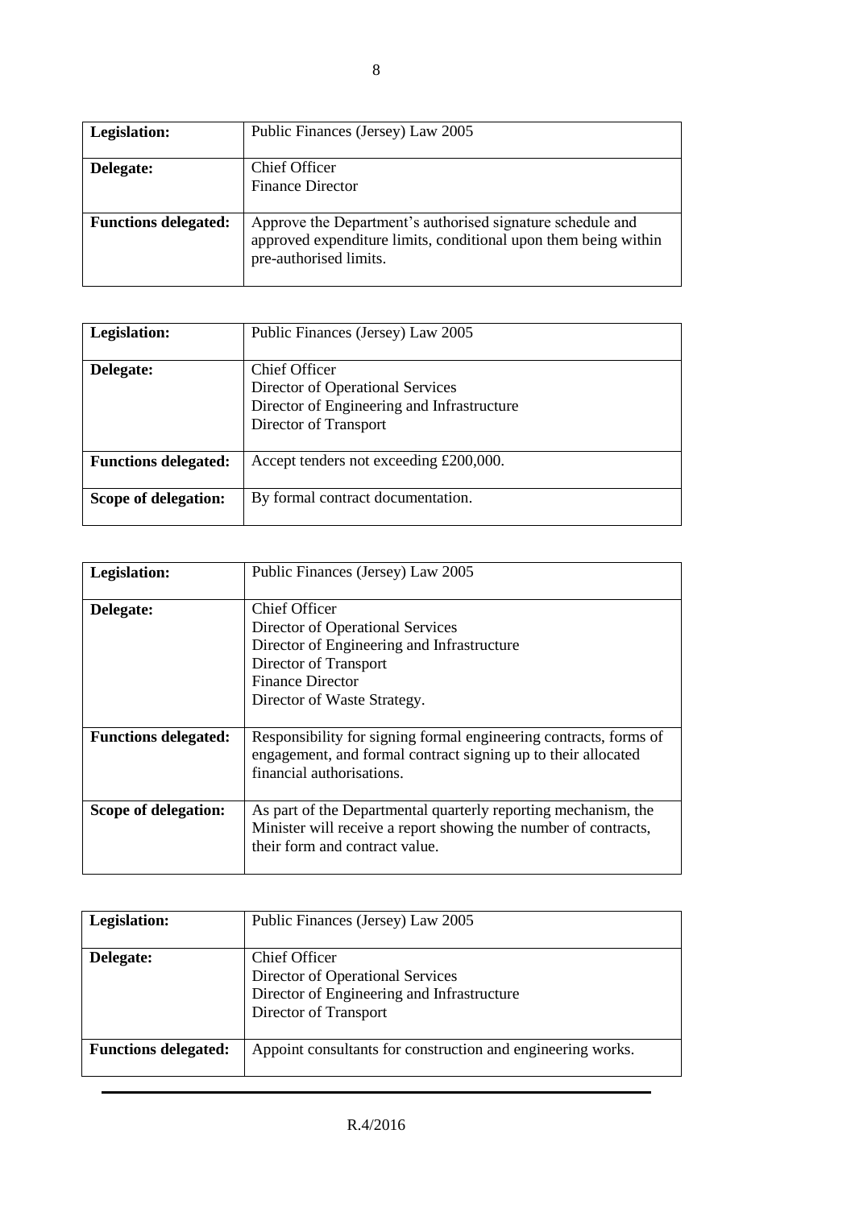| **Legislation:** | Public Finances (Jersey) Law 2005 |
|---|---|
| **Delegate:** | Chief Officer<br>Finance Director |
| **Functions delegated:** | Approve the Department's authorised signature schedule and approved expenditure limits, conditional upon them being within pre-authorised limits. |

| **Legislation:** | Public Finances (Jersey) Law 2005 |
|---|---|
| **Delegate:** | Chief Officer<br>Director of Operational Services<br>Director of Engineering and Infrastructure<br>Director of Transport |
| **Functions delegated:** | Accept tenders not exceeding £200,000. |
| **Scope of delegation:** | By formal contract documentation. |

| **Legislation:** | Public Finances (Jersey) Law 2005 |
|---|---|
| **Delegate:** | Chief Officer<br>Director of Operational Services<br>Director of Engineering and Infrastructure<br>Director of Transport<br>Finance Director<br>Director of Waste Strategy. |
| **Functions delegated:** | Responsibility for signing formal engineering contracts, forms of engagement, and formal contract signing up to their allocated financial authorisations. |
| **Scope of delegation:** | As part of the Departmental quarterly reporting mechanism, the Minister will receive a report showing the number of contracts, their form and contract value. |

| **Legislation:** | Public Finances (Jersey) Law 2005 |
|---|---|
| **Delegate:** | Chief Officer<br>Director of Operational Services<br>Director of Engineering and Infrastructure<br>Director of Transport |
| **Functions delegated:** | Appoint consultants for construction and engineering works. |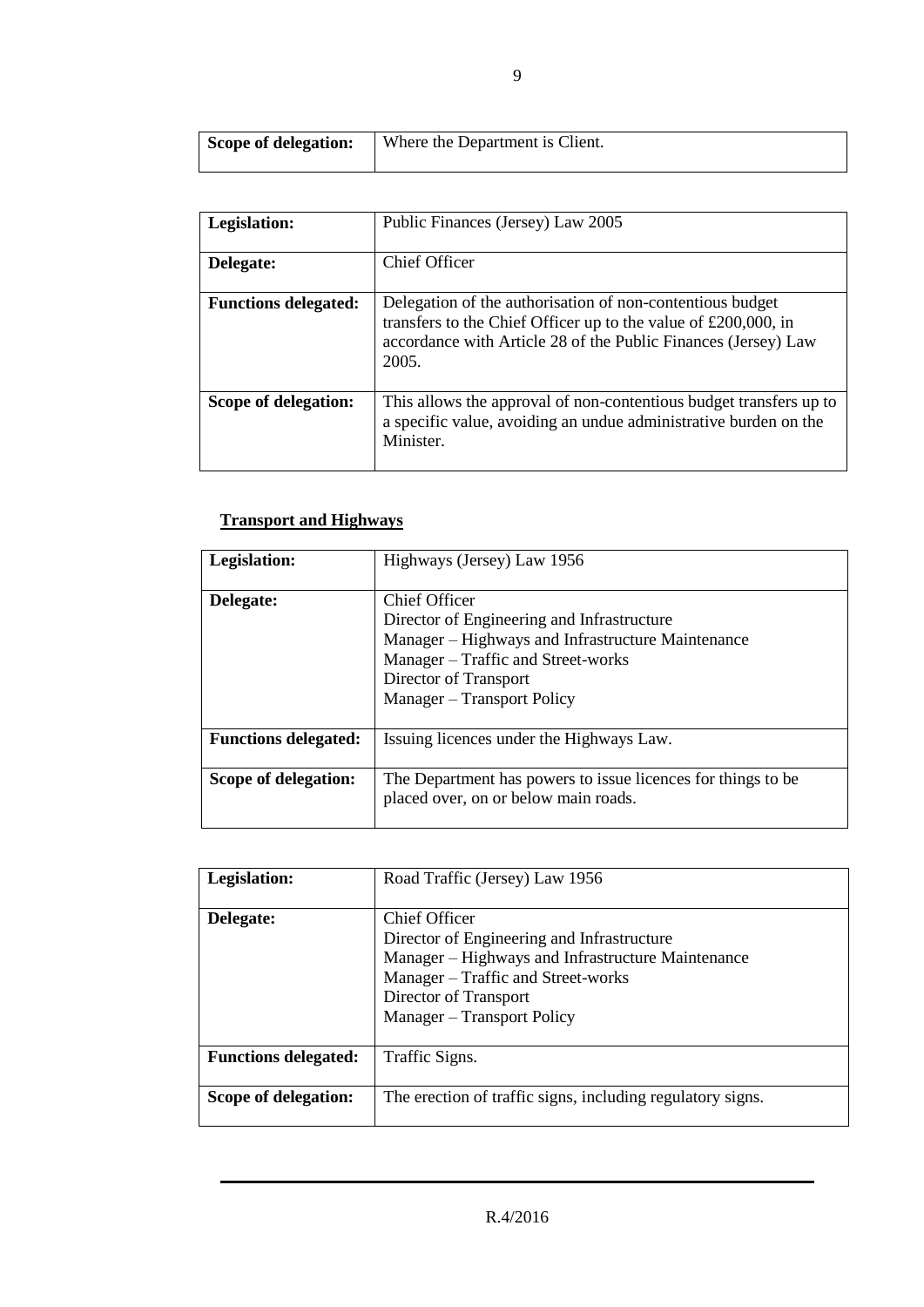| **Scope of delegation:** | Where the Department is Client. |
|---|---|

| **Legislation:** | Public Finances (Jersey) Law 2005 |
|---|---|
| **Delegate:** | Chief Officer |
| **Functions delegated:** | Delegation of the authorisation of non-contentious budget transfers to the Chief Officer up to the value of £200,000, in accordance with Article 28 of the Public Finances (Jersey) Law 2005. |
| **Scope of delegation:** | This allows the approval of non-contentious budget transfers up to a specific value, avoiding an undue administrative burden on the Minister. |

**Transport and Highways**

| **Legislation:** | Highways (Jersey) Law 1956 |
|---|---|
| **Delegate:** | Chief Officer<br>Director of Engineering and Infrastructure<br>Manager – Highways and Infrastructure Maintenance<br>Manager – Traffic and Street-works<br>Director of Transport<br>Manager – Transport Policy |
| **Functions delegated:** | Issuing licences under the Highways Law. |
| **Scope of delegation:** | The Department has powers to issue licences for things to be placed over, on or below main roads. |

| **Legislation:** | Road Traffic (Jersey) Law 1956 |
|---|---|
| **Delegate:** | Chief Officer<br>Director of Engineering and Infrastructure<br>Manager – Highways and Infrastructure Maintenance<br>Manager – Traffic and Street-works<br>Director of Transport<br>Manager – Transport Policy |
| **Functions delegated:** | Traffic Signs. |
| **Scope of delegation:** | The erection of traffic signs, including regulatory signs. |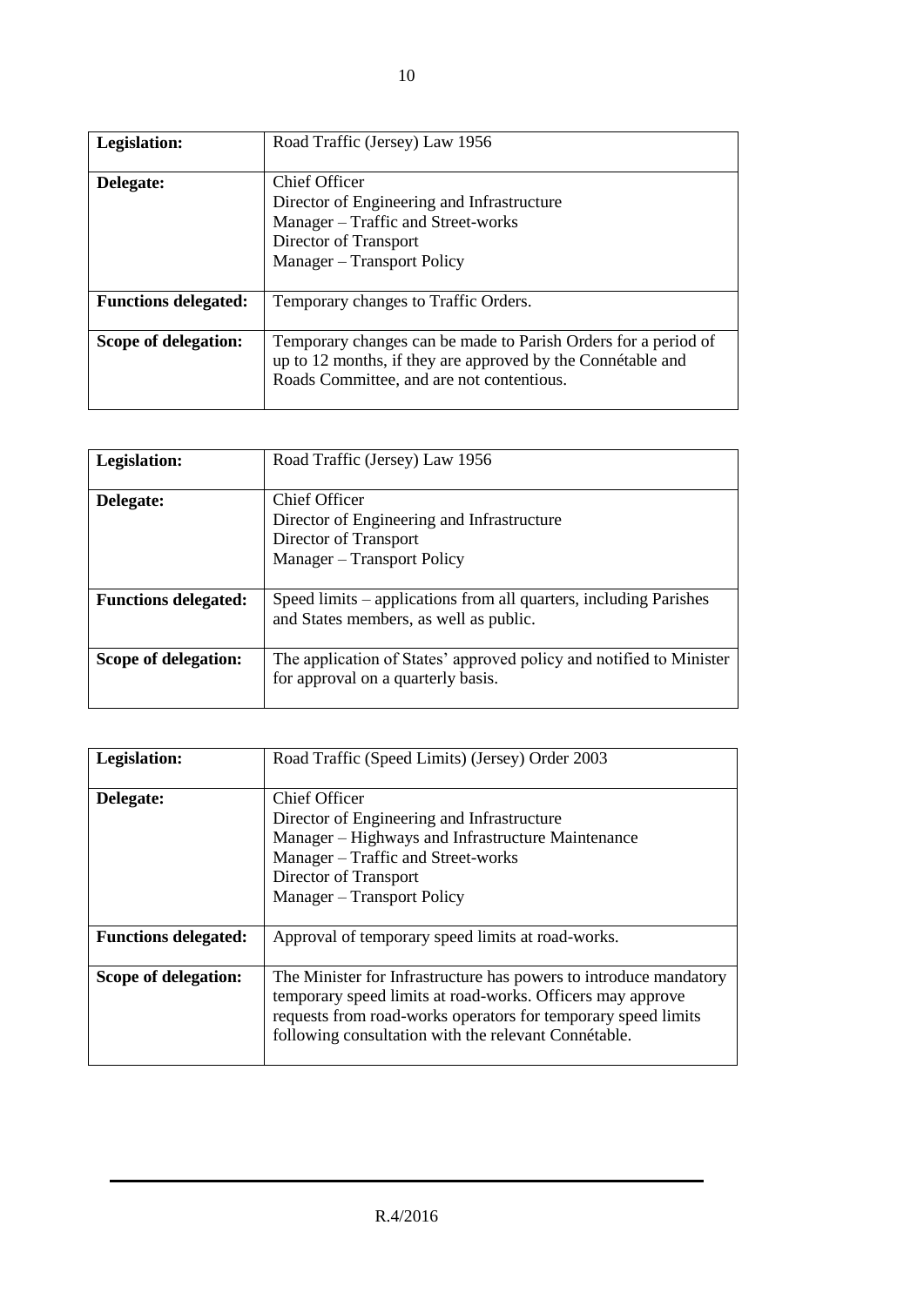| **Legislation:** | Road Traffic (Jersey) Law 1956 |
|---|---|
| **Delegate:** | Chief Officer<br>Director of Engineering and Infrastructure<br>Manager – Traffic and Street-works<br>Director of Transport<br>Manager – Transport Policy |
| **Functions delegated:** | Temporary changes to Traffic Orders. |
| **Scope of delegation:** | Temporary changes can be made to Parish Orders for a period of up to 12 months, if they are approved by the Connétable and Roads Committee, and are not contentious. |

| **Legislation:** | Road Traffic (Jersey) Law 1956 |
|---|---|
| **Delegate:** | Chief Officer<br>Director of Engineering and Infrastructure<br>Director of Transport<br>Manager – Transport Policy |
| **Functions delegated:** | Speed limits – applications from all quarters, including Parishes and States members, as well as public. |
| **Scope of delegation:** | The application of States' approved policy and notified to Minister for approval on a quarterly basis. |

| **Legislation:** | Road Traffic (Speed Limits) (Jersey) Order 2003 |
|---|---|
| **Delegate:** | Chief Officer<br>Director of Engineering and Infrastructure<br>Manager – Highways and Infrastructure Maintenance<br>Manager – Traffic and Street-works<br>Director of Transport<br>Manager – Transport Policy |
| **Functions delegated:** | Approval of temporary speed limits at road-works. |
| **Scope of delegation:** | The Minister for Infrastructure has powers to introduce mandatory temporary speed limits at road-works. Officers may approve requests from road-works operators for temporary speed limits following consultation with the relevant Connétable. |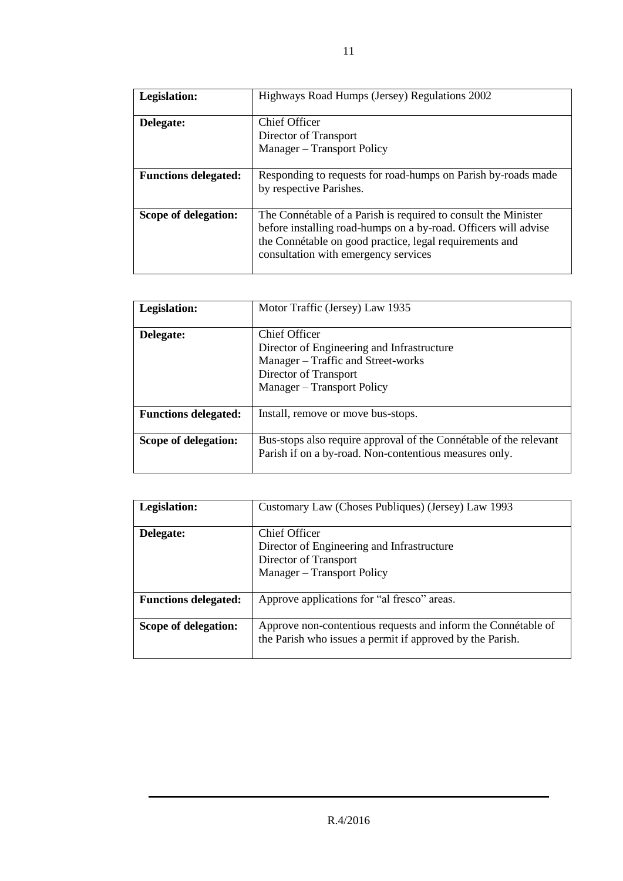| **Legislation:** | Highways Road Humps (Jersey) Regulations 2002 |
|---|---|
| **Delegate:** | Chief Officer<br>Director of Transport<br>Manager – Transport Policy |
| **Functions delegated:** | Responding to requests for road-humps on Parish by-roads made by respective Parishes. |
| **Scope of delegation:** | The Connétable of a Parish is required to consult the Minister before installing road-humps on a by-road. Officers will advise the Connétable on good practice, legal requirements and consultation with emergency services |

| **Legislation:** | Motor Traffic (Jersey) Law 1935 |
|---|---|
| **Delegate:** | Chief Officer<br>Director of Engineering and Infrastructure<br>Manager – Traffic and Street-works<br>Director of Transport<br>Manager – Transport Policy |
| **Functions delegated:** | Install, remove or move bus-stops. |
| **Scope of delegation:** | Bus-stops also require approval of the Connétable of the relevant Parish if on a by-road. Non-contentious measures only. |

| **Legislation:** | Customary Law (Choses Publiques) (Jersey) Law 1993 |
|---|---|
| **Delegate:** | Chief Officer<br>Director of Engineering and Infrastructure<br>Director of Transport<br>Manager – Transport Policy |
| **Functions delegated:** | Approve applications for "al fresco" areas. |
| **Scope of delegation:** | Approve non-contentious requests and inform the Connétable of the Parish who issues a permit if approved by the Parish. |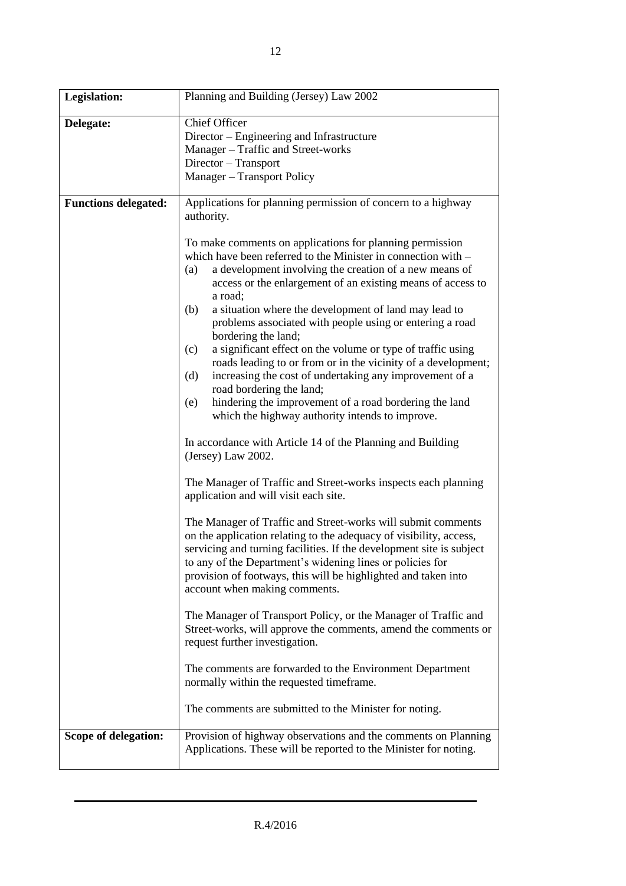| | |
|---|---|
| **Legislation:** | Planning and Building (Jersey) Law 2002 |
| **Delegate:** | Chief Officer<br>Director – Engineering and Infrastructure<br>Manager – Traffic and Street-works<br>Director – Transport<br>Manager – Transport Policy |
| **Functions delegated:** | Applications for planning permission of concern to a highway authority.<br><br>To make comments on applications for planning permission which have been referred to the Minister in connection with –<br>(a) a development involving the creation of a new means of access or the enlargement of an existing means of access to a road;<br>(b) a situation where the development of land may lead to problems associated with people using or entering a road bordering the land;<br>(c) a significant effect on the volume or type of traffic using roads leading to or from or in the vicinity of a development;<br>(d) increasing the cost of undertaking any improvement of a road bordering the land;<br>(e) hindering the improvement of a road bordering the land which the highway authority intends to improve.<br><br>In accordance with Article 14 of the Planning and Building (Jersey) Law 2002.<br><br>The Manager of Traffic and Street-works inspects each planning application and will visit each site.<br><br>The Manager of Traffic and Street-works will submit comments on the application relating to the adequacy of visibility, access, servicing and turning facilities. If the development site is subject to any of the Department's widening lines or policies for provision of footways, this will be highlighted and taken into account when making comments.<br><br>The Manager of Transport Policy, or the Manager of Traffic and Street-works, will approve the comments, amend the comments or request further investigation.<br><br>The comments are forwarded to the Environment Department normally within the requested timeframe.<br><br>The comments are submitted to the Minister for noting. |
| **Scope of delegation:** | Provision of highway observations and the comments on Planning Applications. These will be reported to the Minister for noting. |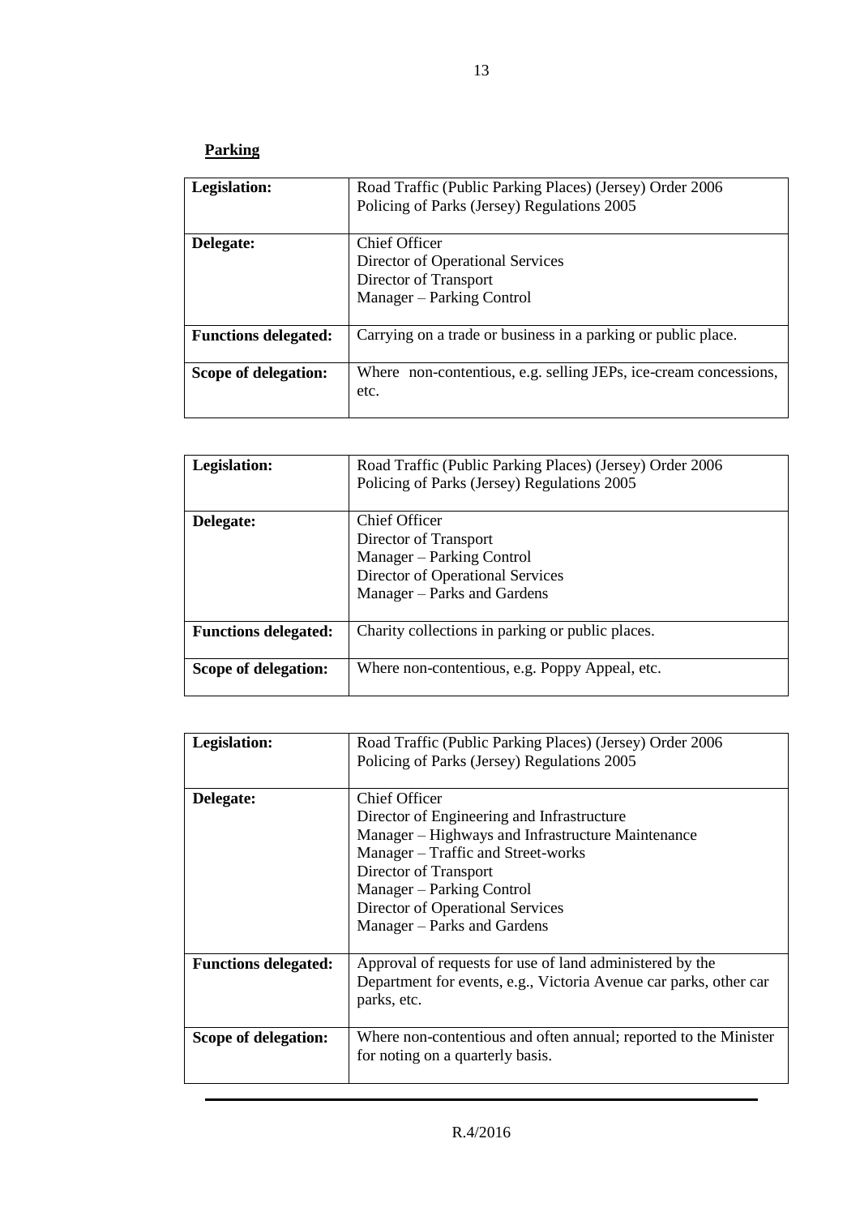**Parking**

| **Legislation:** | Road Traffic (Public Parking Places) (Jersey) Order 2006<br>Policing of Parks (Jersey) Regulations 2005 |
|---|---|
| **Delegate:** | Chief Officer<br>Director of Operational Services<br>Director of Transport<br>Manager – Parking Control |
| **Functions delegated:** | Carrying on a trade or business in a parking or public place. |
| **Scope of delegation:** | Where non-contentious, e.g. selling JEPs, ice-cream concessions, etc. |

| **Legislation:** | Road Traffic (Public Parking Places) (Jersey) Order 2006<br>Policing of Parks (Jersey) Regulations 2005 |
|---|---|
| **Delegate:** | Chief Officer<br>Director of Transport<br>Manager – Parking Control<br>Director of Operational Services<br>Manager – Parks and Gardens |
| **Functions delegated:** | Charity collections in parking or public places. |
| **Scope of delegation:** | Where non-contentious, e.g. Poppy Appeal, etc. |

| **Legislation:** | Road Traffic (Public Parking Places) (Jersey) Order 2006<br>Policing of Parks (Jersey) Regulations 2005 |
|---|---|
| **Delegate:** | Chief Officer<br>Director of Engineering and Infrastructure<br>Manager – Highways and Infrastructure Maintenance<br>Manager – Traffic and Street-works<br>Director of Transport<br>Manager – Parking Control<br>Director of Operational Services<br>Manager – Parks and Gardens |
| **Functions delegated:** | Approval of requests for use of land administered by the Department for events, e.g., Victoria Avenue car parks, other car parks, etc. |
| **Scope of delegation:** | Where non-contentious and often annual; reported to the Minister for noting on a quarterly basis. |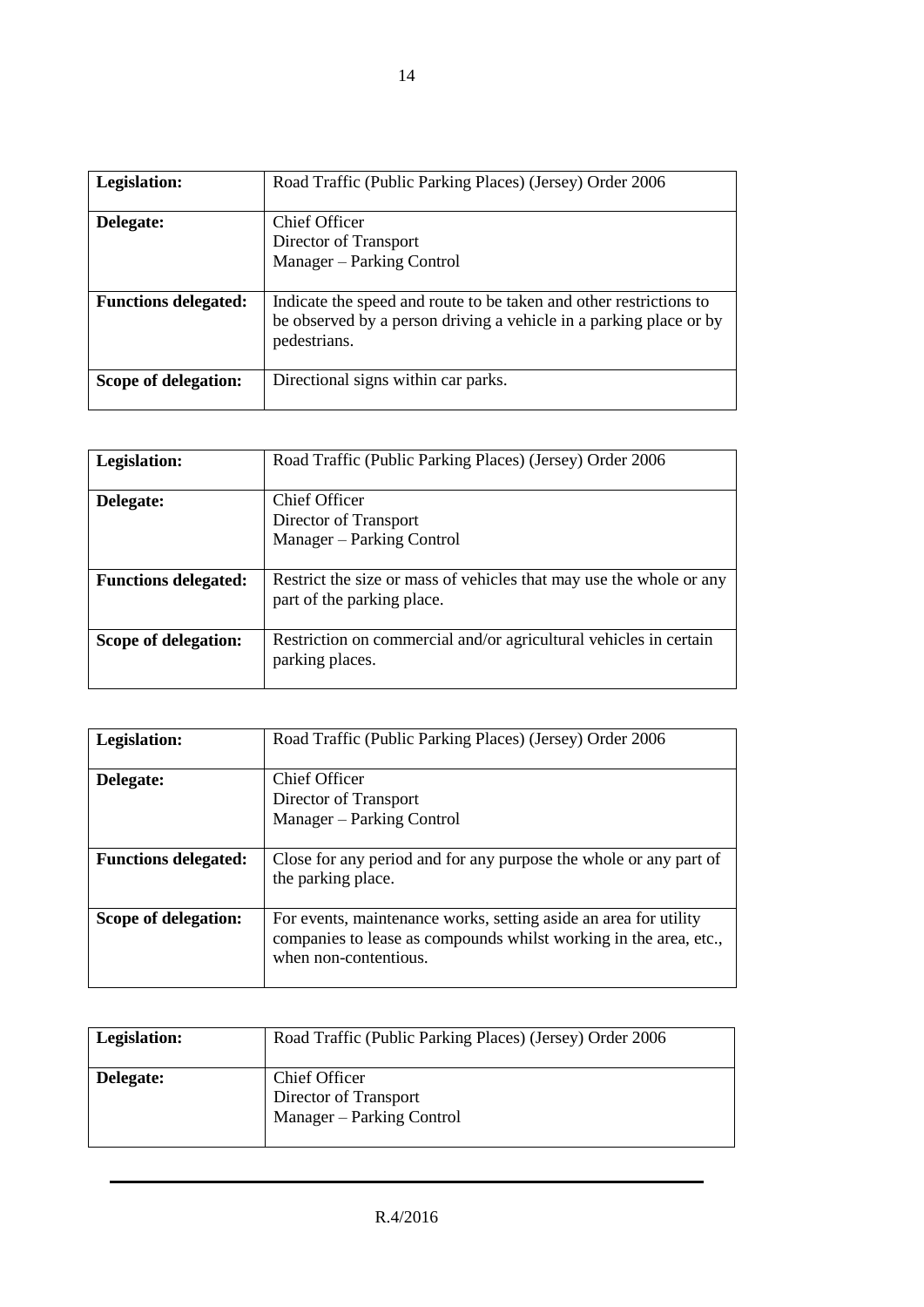| **Legislation:** | Road Traffic (Public Parking Places) (Jersey) Order 2006 |
|---|---|
| **Delegate:** | Chief Officer<br>Director of Transport<br>Manager – Parking Control |
| **Functions delegated:** | Indicate the speed and route to be taken and other restrictions to be observed by a person driving a vehicle in a parking place or by pedestrians. |
| **Scope of delegation:** | Directional signs within car parks. |

| **Legislation:** | Road Traffic (Public Parking Places) (Jersey) Order 2006 |
|---|---|
| **Delegate:** | Chief Officer<br>Director of Transport<br>Manager – Parking Control |
| **Functions delegated:** | Restrict the size or mass of vehicles that may use the whole or any part of the parking place. |
| **Scope of delegation:** | Restriction on commercial and/or agricultural vehicles in certain parking places. |

| **Legislation:** | Road Traffic (Public Parking Places) (Jersey) Order 2006 |
|---|---|
| **Delegate:** | Chief Officer<br>Director of Transport<br>Manager – Parking Control |
| **Functions delegated:** | Close for any period and for any purpose the whole or any part of the parking place. |
| **Scope of delegation:** | For events, maintenance works, setting aside an area for utility companies to lease as compounds whilst working in the area, etc., when non-contentious. |

| **Legislation:** | Road Traffic (Public Parking Places) (Jersey) Order 2006 |
|---|---|
| **Delegate:** | Chief Officer<br>Director of Transport<br>Manager – Parking Control |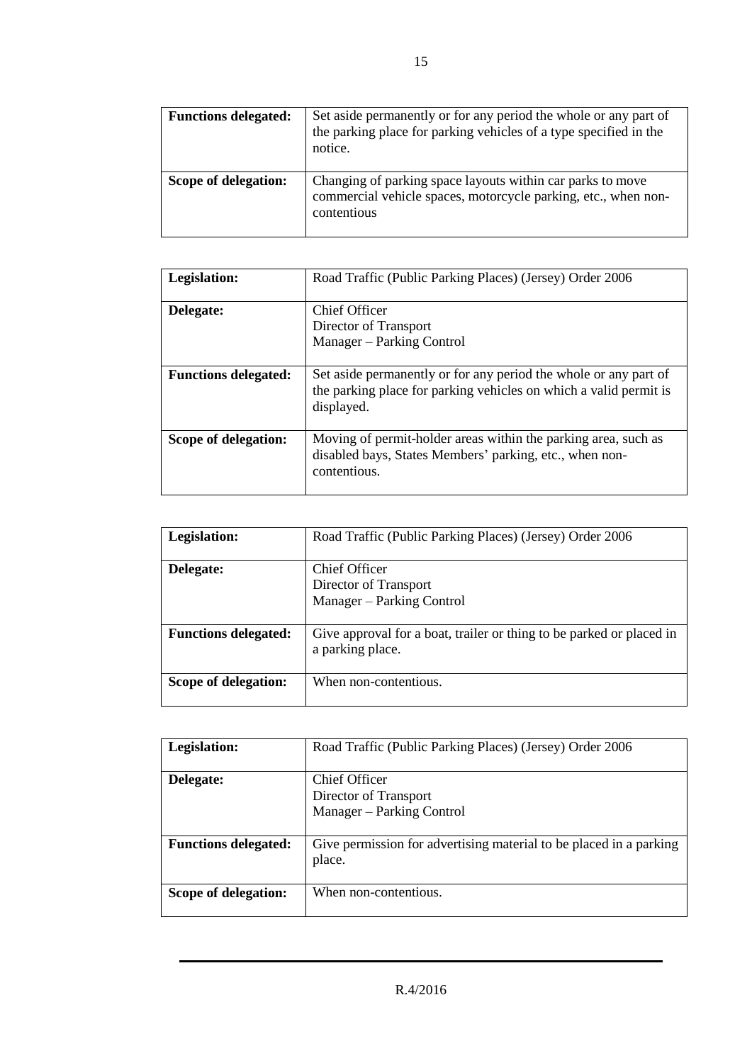| | |
|---|---|
| **Functions delegated:** | Set aside permanently or for any period the whole or any part of the parking place for parking vehicles of a type specified in the notice. |
| **Scope of delegation:** | Changing of parking space layouts within car parks to move commercial vehicle spaces, motorcycle parking, etc., when non-contentious |

| **Legislation:** | Road Traffic (Public Parking Places) (Jersey) Order 2006 |
|---|---|
| **Delegate:** | Chief Officer<br>Director of Transport<br>Manager – Parking Control |
| **Functions delegated:** | Set aside permanently or for any period the whole or any part of the parking place for parking vehicles on which a valid permit is displayed. |
| **Scope of delegation:** | Moving of permit-holder areas within the parking area, such as disabled bays, States Members' parking, etc., when non-contentious. |

| **Legislation:** | Road Traffic (Public Parking Places) (Jersey) Order 2006 |
|---|---|
| **Delegate:** | Chief Officer<br>Director of Transport<br>Manager – Parking Control |
| **Functions delegated:** | Give approval for a boat, trailer or thing to be parked or placed in a parking place. |
| **Scope of delegation:** | When non-contentious. |

| **Legislation:** | Road Traffic (Public Parking Places) (Jersey) Order 2006 |
|---|---|
| **Delegate:** | Chief Officer<br>Director of Transport<br>Manager – Parking Control |
| **Functions delegated:** | Give permission for advertising material to be placed in a parking place. |
| **Scope of delegation:** | When non-contentious. |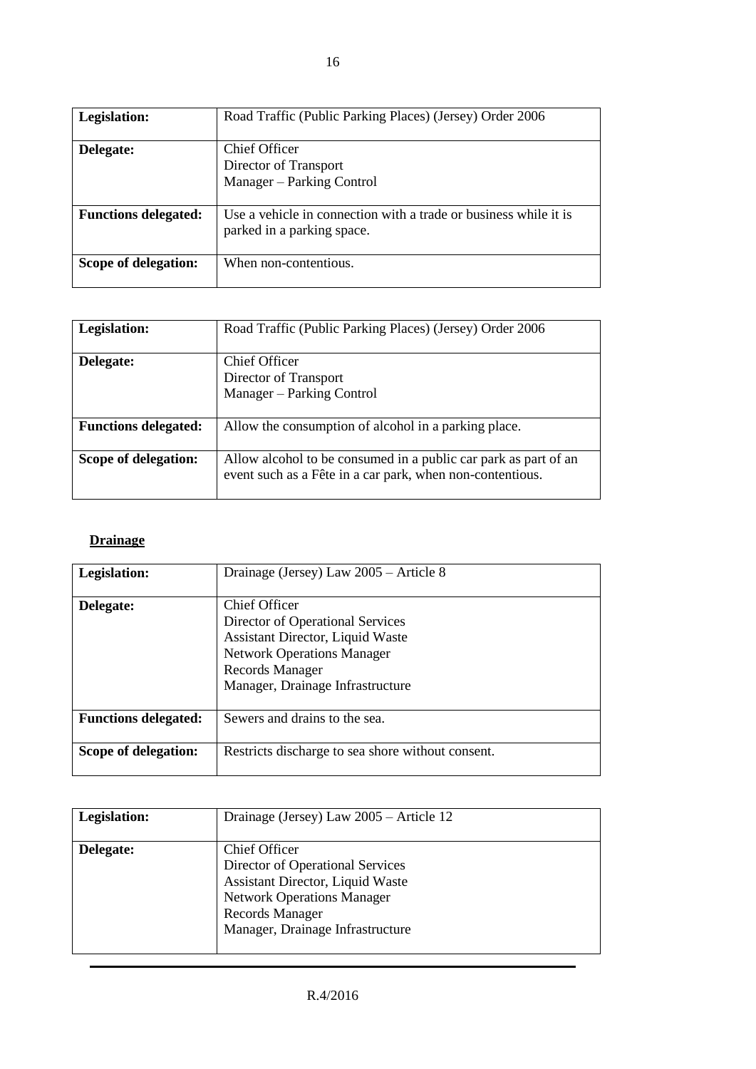| Legislation: | Road Traffic (Public Parking Places) (Jersey) Order 2006 |
|---|---|
| Delegate: | Chief Officer<br>Director of Transport<br>Manager – Parking Control |
| Functions delegated: | Use a vehicle in connection with a trade or business while it is parked in a parking space. |
| Scope of delegation: | When non-contentious. |

| Legislation: | Road Traffic (Public Parking Places) (Jersey) Order 2006 |
|---|---|
| Delegate: | Chief Officer<br>Director of Transport<br>Manager – Parking Control |
| Functions delegated: | Allow the consumption of alcohol in a parking place. |
| Scope of delegation: | Allow alcohol to be consumed in a public car park as part of an event such as a Fête in a car park, when non-contentious. |

**Drainage**

| Legislation: | Drainage (Jersey) Law 2005 – Article 8 |
|---|---|
| Delegate: | Chief Officer<br>Director of Operational Services<br>Assistant Director, Liquid Waste<br>Network Operations Manager<br>Records Manager<br>Manager, Drainage Infrastructure |
| Functions delegated: | Sewers and drains to the sea. |
| Scope of delegation: | Restricts discharge to sea shore without consent. |

| Legislation: | Drainage (Jersey) Law 2005 – Article 12 |
|---|---|
| Delegate: | Chief Officer<br>Director of Operational Services<br>Assistant Director, Liquid Waste<br>Network Operations Manager<br>Records Manager<br>Manager, Drainage Infrastructure |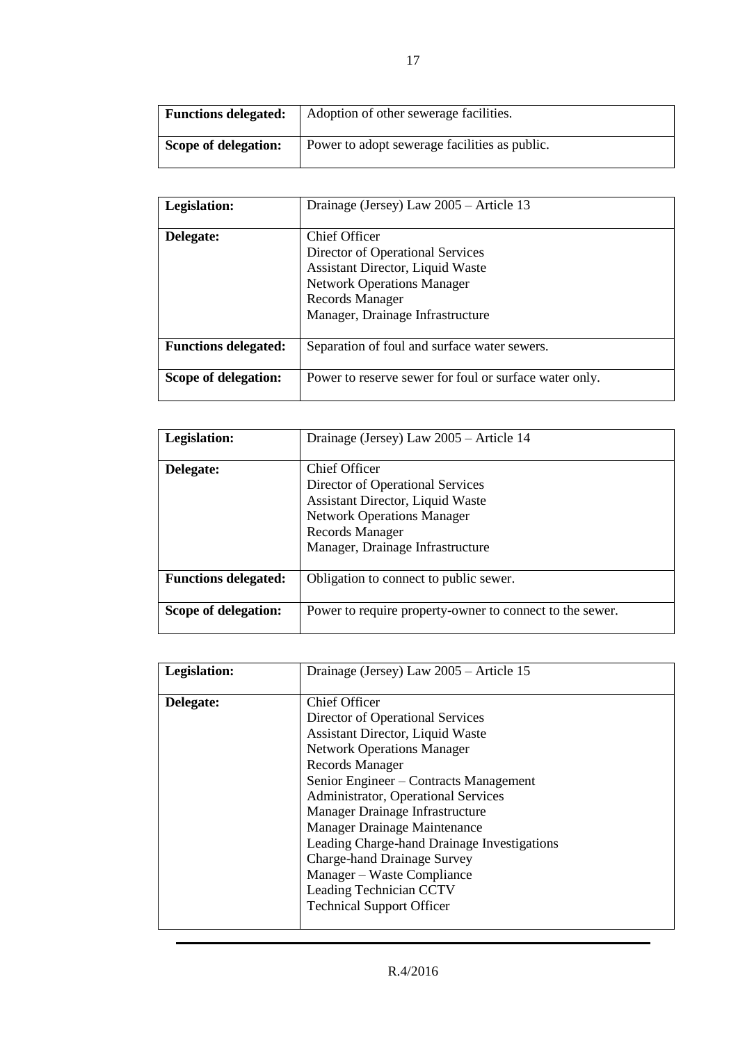| Functions delegated: | Adoption of other sewerage facilities. |
|---|---|
| Scope of delegation: | Power to adopt sewerage facilities as public. |

| Legislation: | Drainage (Jersey) Law 2005 – Article 13 |
|---|---|
| Delegate: | Chief Officer<br>Director of Operational Services<br>Assistant Director, Liquid Waste<br>Network Operations Manager<br>Records Manager<br>Manager, Drainage Infrastructure |
| Functions delegated: | Separation of foul and surface water sewers. |
| Scope of delegation: | Power to reserve sewer for foul or surface water only. |

| Legislation: | Drainage (Jersey) Law 2005 – Article 14 |
|---|---|
| Delegate: | Chief Officer<br>Director of Operational Services<br>Assistant Director, Liquid Waste<br>Network Operations Manager<br>Records Manager<br>Manager, Drainage Infrastructure |
| Functions delegated: | Obligation to connect to public sewer. |
| Scope of delegation: | Power to require property-owner to connect to the sewer. |

| Legislation: | Drainage (Jersey) Law 2005 – Article 15 |
|---|---|
| Delegate: | Chief Officer<br>Director of Operational Services<br>Assistant Director, Liquid Waste<br>Network Operations Manager<br>Records Manager<br>Senior Engineer – Contracts Management<br>Administrator, Operational Services<br>Manager Drainage Infrastructure<br>Manager Drainage Maintenance<br>Leading Charge-hand Drainage Investigations<br>Charge-hand Drainage Survey<br>Manager – Waste Compliance<br>Leading Technician CCTV<br>Technical Support Officer |

R.4/2016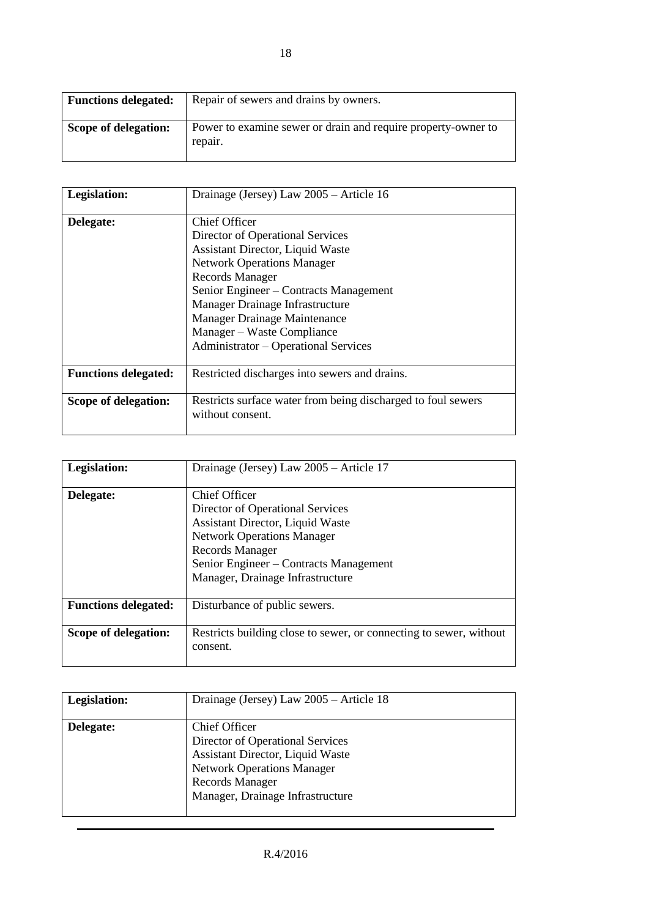| **Functions delegated:** | Repair of sewers and drains by owners. |
|---|---|
| **Scope of delegation:** | Power to examine sewer or drain and require property-owner to repair. |

| **Legislation:** | Drainage (Jersey) Law 2005 – Article 16 |
|---|---|
| **Delegate:** | Chief Officer<br>Director of Operational Services<br>Assistant Director, Liquid Waste<br>Network Operations Manager<br>Records Manager<br>Senior Engineer – Contracts Management<br>Manager Drainage Infrastructure<br>Manager Drainage Maintenance<br>Manager – Waste Compliance<br>Administrator – Operational Services |
| **Functions delegated:** | Restricted discharges into sewers and drains. |
| **Scope of delegation:** | Restricts surface water from being discharged to foul sewers without consent. |

| **Legislation:** | Drainage (Jersey) Law 2005 – Article 17 |
|---|---|
| **Delegate:** | Chief Officer<br>Director of Operational Services<br>Assistant Director, Liquid Waste<br>Network Operations Manager<br>Records Manager<br>Senior Engineer – Contracts Management<br>Manager, Drainage Infrastructure |
| **Functions delegated:** | Disturbance of public sewers. |
| **Scope of delegation:** | Restricts building close to sewer, or connecting to sewer, without consent. |

| **Legislation:** | Drainage (Jersey) Law 2005 – Article 18 |
|---|---|
| **Delegate:** | Chief Officer<br>Director of Operational Services<br>Assistant Director, Liquid Waste<br>Network Operations Manager<br>Records Manager<br>Manager, Drainage Infrastructure |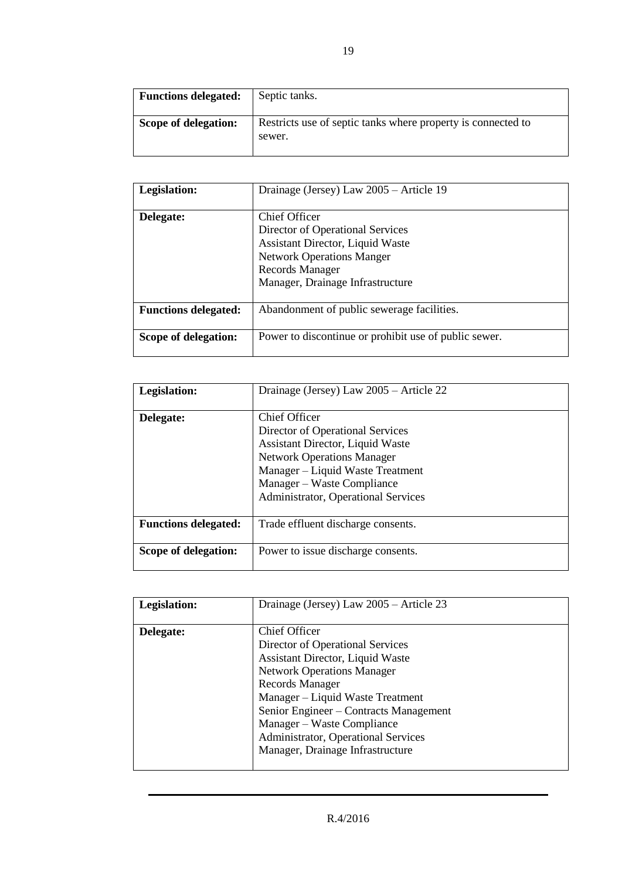| | |
|---|---|
| **Functions delegated:** | Septic tanks. |
| **Scope of delegation:** | Restricts use of septic tanks where property is connected to sewer. |

| | |
|---|---|
| **Legislation:** | Drainage (Jersey) Law 2005 – Article 19 |
| **Delegate:** | Chief Officer<br>Director of Operational Services<br>Assistant Director, Liquid Waste<br>Network Operations Manger<br>Records Manager<br>Manager, Drainage Infrastructure |
| **Functions delegated:** | Abandonment of public sewerage facilities. |
| **Scope of delegation:** | Power to discontinue or prohibit use of public sewer. |

| | |
|---|---|
| **Legislation:** | Drainage (Jersey) Law 2005 – Article 22 |
| **Delegate:** | Chief Officer<br>Director of Operational Services<br>Assistant Director, Liquid Waste<br>Network Operations Manager<br>Manager – Liquid Waste Treatment<br>Manager – Waste Compliance<br>Administrator, Operational Services |
| **Functions delegated:** | Trade effluent discharge consents. |
| **Scope of delegation:** | Power to issue discharge consents. |

| | |
|---|---|
| **Legislation:** | Drainage (Jersey) Law 2005 – Article 23 |
| **Delegate:** | Chief Officer<br>Director of Operational Services<br>Assistant Director, Liquid Waste<br>Network Operations Manager<br>Records Manager<br>Manager – Liquid Waste Treatment<br>Senior Engineer – Contracts Management<br>Manager – Waste Compliance<br>Administrator, Operational Services<br>Manager, Drainage Infrastructure |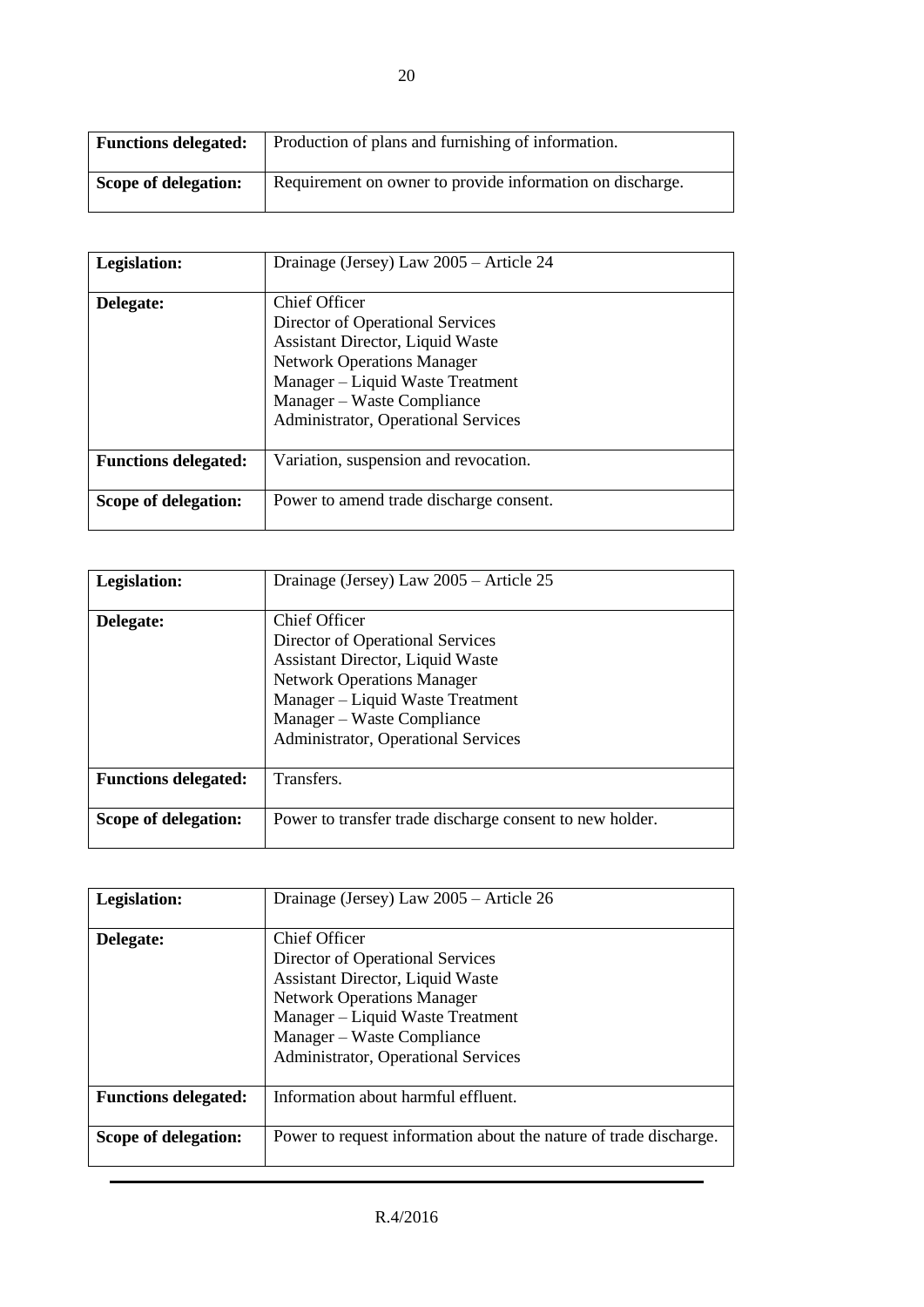| | |
|---|---|
| **Functions delegated:** | Production of plans and furnishing of information. |
| **Scope of delegation:** | Requirement on owner to provide information on discharge. |

| | |
|---|---|
| **Legislation:** | Drainage (Jersey) Law 2005 – Article 24 |
| **Delegate:** | Chief Officer<br>Director of Operational Services<br>Assistant Director, Liquid Waste<br>Network Operations Manager<br>Manager – Liquid Waste Treatment<br>Manager – Waste Compliance<br>Administrator, Operational Services |
| **Functions delegated:** | Variation, suspension and revocation. |
| **Scope of delegation:** | Power to amend trade discharge consent. |

| | |
|---|---|
| **Legislation:** | Drainage (Jersey) Law 2005 – Article 25 |
| **Delegate:** | Chief Officer<br>Director of Operational Services<br>Assistant Director, Liquid Waste<br>Network Operations Manager<br>Manager – Liquid Waste Treatment<br>Manager – Waste Compliance<br>Administrator, Operational Services |
| **Functions delegated:** | Transfers. |
| **Scope of delegation:** | Power to transfer trade discharge consent to new holder. |

| | |
|---|---|
| **Legislation:** | Drainage (Jersey) Law 2005 – Article 26 |
| **Delegate:** | Chief Officer<br>Director of Operational Services<br>Assistant Director, Liquid Waste<br>Network Operations Manager<br>Manager – Liquid Waste Treatment<br>Manager – Waste Compliance<br>Administrator, Operational Services |
| **Functions delegated:** | Information about harmful effluent. |
| **Scope of delegation:** | Power to request information about the nature of trade discharge. |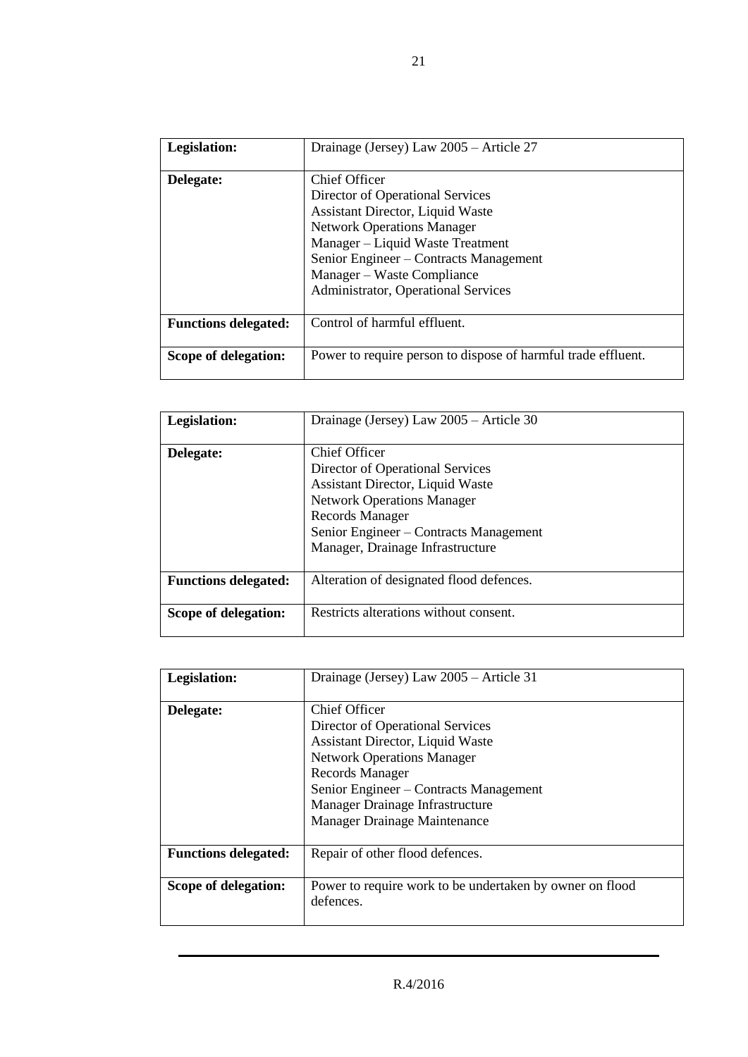| **Legislation:** | Drainage (Jersey) Law 2005 – Article 27 |
|---|---|
| **Delegate:** | Chief Officer<br>Director of Operational Services<br>Assistant Director, Liquid Waste<br>Network Operations Manager<br>Manager – Liquid Waste Treatment<br>Senior Engineer – Contracts Management<br>Manager – Waste Compliance<br>Administrator, Operational Services |
| **Functions delegated:** | Control of harmful effluent. |
| **Scope of delegation:** | Power to require person to dispose of harmful trade effluent. |

| **Legislation:** | Drainage (Jersey) Law 2005 – Article 30 |
|---|---|
| **Delegate:** | Chief Officer<br>Director of Operational Services<br>Assistant Director, Liquid Waste<br>Network Operations Manager<br>Records Manager<br>Senior Engineer – Contracts Management<br>Manager, Drainage Infrastructure |
| **Functions delegated:** | Alteration of designated flood defences. |
| **Scope of delegation:** | Restricts alterations without consent. |

| **Legislation:** | Drainage (Jersey) Law 2005 – Article 31 |
|---|---|
| **Delegate:** | Chief Officer<br>Director of Operational Services<br>Assistant Director, Liquid Waste<br>Network Operations Manager<br>Records Manager<br>Senior Engineer – Contracts Management<br>Manager Drainage Infrastructure<br>Manager Drainage Maintenance |
| **Functions delegated:** | Repair of other flood defences. |
| **Scope of delegation:** | Power to require work to be undertaken by owner on flood defences. |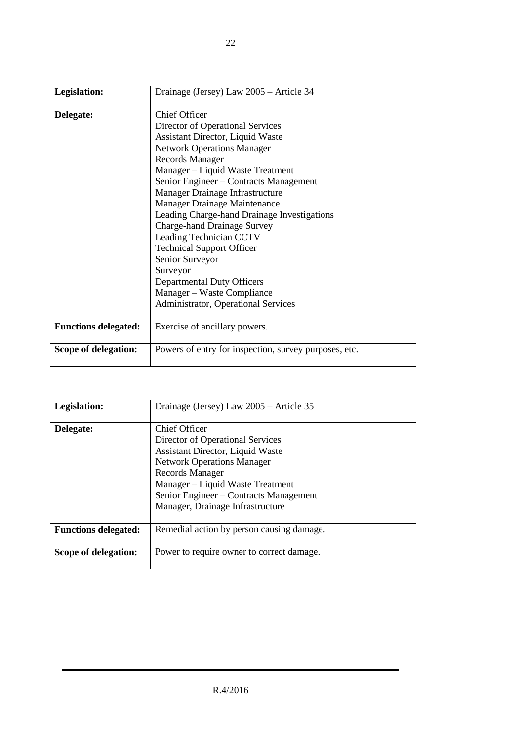| **Legislation:** | Drainage (Jersey) Law 2005 – Article 34 |
|---|---|
| **Delegate:** | Chief Officer<br>Director of Operational Services<br>Assistant Director, Liquid Waste<br>Network Operations Manager<br>Records Manager<br>Manager – Liquid Waste Treatment<br>Senior Engineer – Contracts Management<br>Manager Drainage Infrastructure<br>Manager Drainage Maintenance<br>Leading Charge-hand Drainage Investigations<br>Charge-hand Drainage Survey<br>Leading Technician CCTV<br>Technical Support Officer<br>Senior Surveyor<br>Surveyor<br>Departmental Duty Officers<br>Manager – Waste Compliance<br>Administrator, Operational Services |
| **Functions delegated:** | Exercise of ancillary powers. |
| **Scope of delegation:** | Powers of entry for inspection, survey purposes, etc. |

| **Legislation:** | Drainage (Jersey) Law 2005 – Article 35 |
|---|---|
| **Delegate:** | Chief Officer<br>Director of Operational Services<br>Assistant Director, Liquid Waste<br>Network Operations Manager<br>Records Manager<br>Manager – Liquid Waste Treatment<br>Senior Engineer – Contracts Management<br>Manager, Drainage Infrastructure |
| **Functions delegated:** | Remedial action by person causing damage. |
| **Scope of delegation:** | Power to require owner to correct damage. |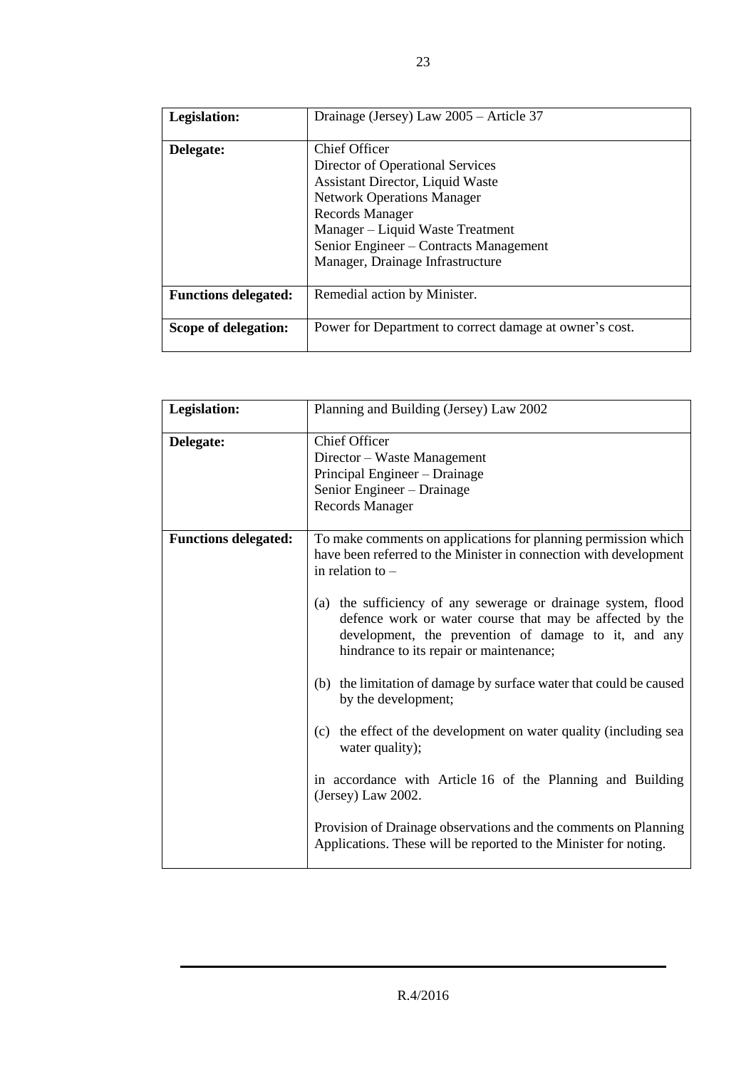| **Legislation:** | Drainage (Jersey) Law 2005 – Article 37 |
|---|---|
| **Delegate:** | Chief Officer<br>Director of Operational Services<br>Assistant Director, Liquid Waste<br>Network Operations Manager<br>Records Manager<br>Manager – Liquid Waste Treatment<br>Senior Engineer – Contracts Management<br>Manager, Drainage Infrastructure |
| **Functions delegated:** | Remedial action by Minister. |
| **Scope of delegation:** | Power for Department to correct damage at owner's cost. |

| **Legislation:** | Planning and Building (Jersey) Law 2002 |
|---|---|
| **Delegate:** | Chief Officer<br>Director – Waste Management<br>Principal Engineer – Drainage<br>Senior Engineer – Drainage<br>Records Manager |
| **Functions delegated:** | To make comments on applications for planning permission which have been referred to the Minister in connection with development in relation to –<br><br>(a) the sufficiency of any sewerage or drainage system, flood defence work or water course that may be affected by the development, the prevention of damage to it, and any hindrance to its repair or maintenance;<br><br>(b) the limitation of damage by surface water that could be caused by the development;<br><br>(c) the effect of the development on water quality (including sea water quality);<br><br>in accordance with Article 16 of the Planning and Building (Jersey) Law 2002.<br><br>Provision of Drainage observations and the comments on Planning Applications. These will be reported to the Minister for noting. |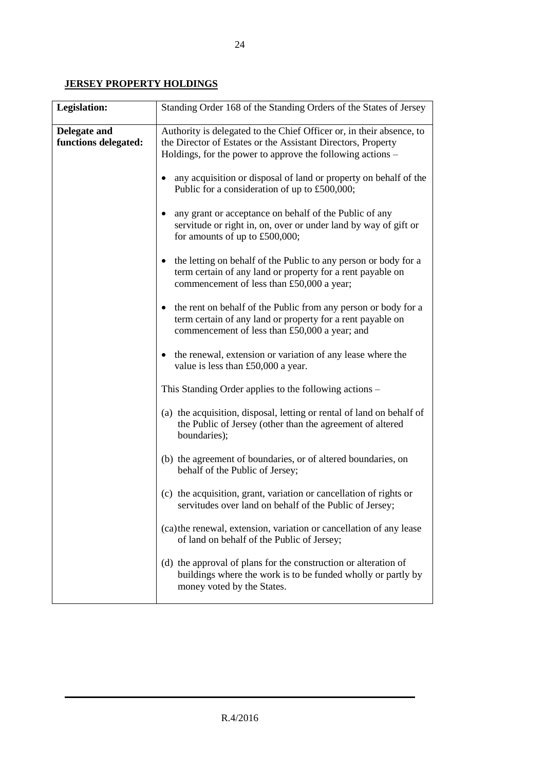**JERSEY PROPERTY HOLDINGS**

| **Legislation:** | Standing Order 168 of the Standing Orders of the States of Jersey |
|---|---|
| **Delegate and functions delegated:** | Authority is delegated to the Chief Officer or, in their absence, to the Director of Estates or the Assistant Directors, Property Holdings, for the power to approve the following actions –<br><br>• any acquisition or disposal of land or property on behalf of the Public for a consideration of up to £500,000;<br><br>• any grant or acceptance on behalf of the Public of any servitude or right in, on, over or under land by way of gift or for amounts of up to £500,000;<br><br>• the letting on behalf of the Public to any person or body for a term certain of any land or property for a rent payable on commencement of less than £50,000 a year;<br><br>• the rent on behalf of the Public from any person or body for a term certain of any land or property for a rent payable on commencement of less than £50,000 a year; and<br><br>• the renewal, extension or variation of any lease where the value is less than £50,000 a year.<br><br>This Standing Order applies to the following actions –<br><br>(a) the acquisition, disposal, letting or rental of land on behalf of the Public of Jersey (other than the agreement of altered boundaries);<br><br>(b) the agreement of boundaries, or of altered boundaries, on behalf of the Public of Jersey;<br><br>(c) the acquisition, grant, variation or cancellation of rights or servitudes over land on behalf of the Public of Jersey;<br><br>(ca) the renewal, extension, variation or cancellation of any lease of land on behalf of the Public of Jersey;<br><br>(d) the approval of plans for the construction or alteration of buildings where the work is to be funded wholly or partly by money voted by the States. |

R.4/2016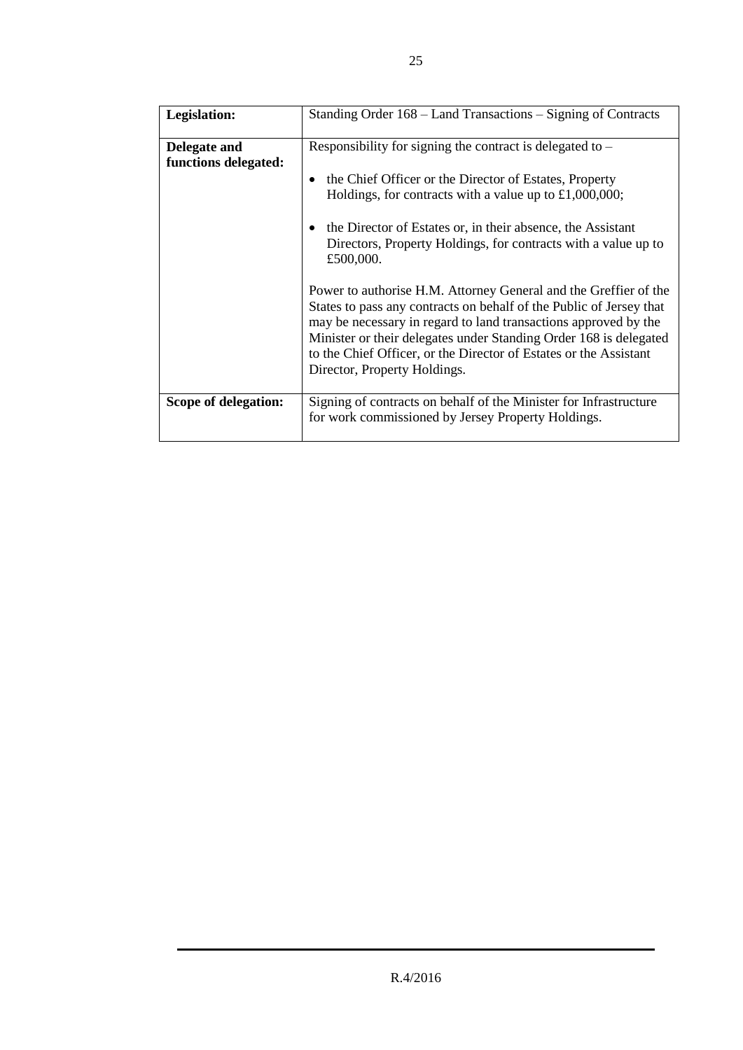| | |
|---|---|
| **Legislation:** | Standing Order 168 – Land Transactions – Signing of Contracts |
| **Delegate and functions delegated:** | Responsibility for signing the contract is delegated to – <br><br>• the Chief Officer or the Director of Estates, Property Holdings, for contracts with a value up to £1,000,000; <br><br>• the Director of Estates or, in their absence, the Assistant Directors, Property Holdings, for contracts with a value up to £500,000. <br><br>Power to authorise H.M. Attorney General and the Greffier of the States to pass any contracts on behalf of the Public of Jersey that may be necessary in regard to land transactions approved by the Minister or their delegates under Standing Order 168 is delegated to the Chief Officer, or the Director of Estates or the Assistant Director, Property Holdings. |
| **Scope of delegation:** | Signing of contracts on behalf of the Minister for Infrastructure for work commissioned by Jersey Property Holdings. |

R.4/2016